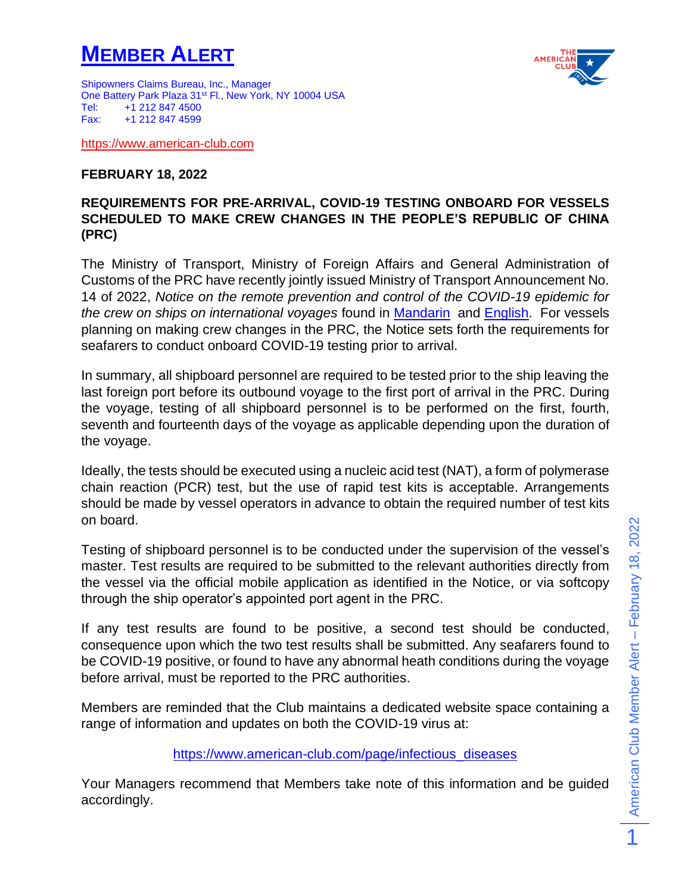# MEMBER ALERT

Shipowners Claims Bureau, Inc., Manager
One Battery Park Plaza 31st Fl., New York, NY 10004 USA
Tel: +1 212 847 4500
Fax: +1 212 847 4599

https://www.american-club.com

**FEBRUARY 18, 2022**

**REQUIREMENTS FOR PRE-ARRIVAL, COVID-19 TESTING ONBOARD FOR VESSELS SCHEDULED TO MAKE CREW CHANGES IN THE PEOPLE'S REPUBLIC OF CHINA (PRC)**

The Ministry of Transport, Ministry of Foreign Affairs and General Administration of Customs of the PRC have recently jointly issued Ministry of Transport Announcement No. 14 of 2022, *Notice on the remote prevention and control of the COVID-19 epidemic for the crew on ships on international voyages* found in Mandarin and English. For vessels planning on making crew changes in the PRC, the Notice sets forth the requirements for seafarers to conduct onboard COVID-19 testing prior to arrival.

In summary, all shipboard personnel are required to be tested prior to the ship leaving the last foreign port before its outbound voyage to the first port of arrival in the PRC. During the voyage, testing of all shipboard personnel is to be performed on the first, fourth, seventh and fourteenth days of the voyage as applicable depending upon the duration of the voyage.

Ideally, the tests should be executed using a nucleic acid test (NAT), a form of polymerase chain reaction (PCR) test, but the use of rapid test kits is acceptable. Arrangements should be made by vessel operators in advance to obtain the required number of test kits on board.

Testing of shipboard personnel is to be conducted under the supervision of the vessel's master. Test results are required to be submitted to the relevant authorities directly from the vessel via the official mobile application as identified in the Notice, or via softcopy through the ship operator's appointed port agent in the PRC.

If any test results are found to be positive, a second test should be conducted, consequence upon which the two test results shall be submitted. Any seafarers found to be COVID-19 positive, or found to have any abnormal heath conditions during the voyage before arrival, must be reported to the PRC authorities.

Members are reminded that the Club maintains a dedicated website space containing a range of information and updates on both the COVID-19 virus at:

https://www.american-club.com/page/infectious_diseases

Your Managers recommend that Members take note of this information and be guided accordingly.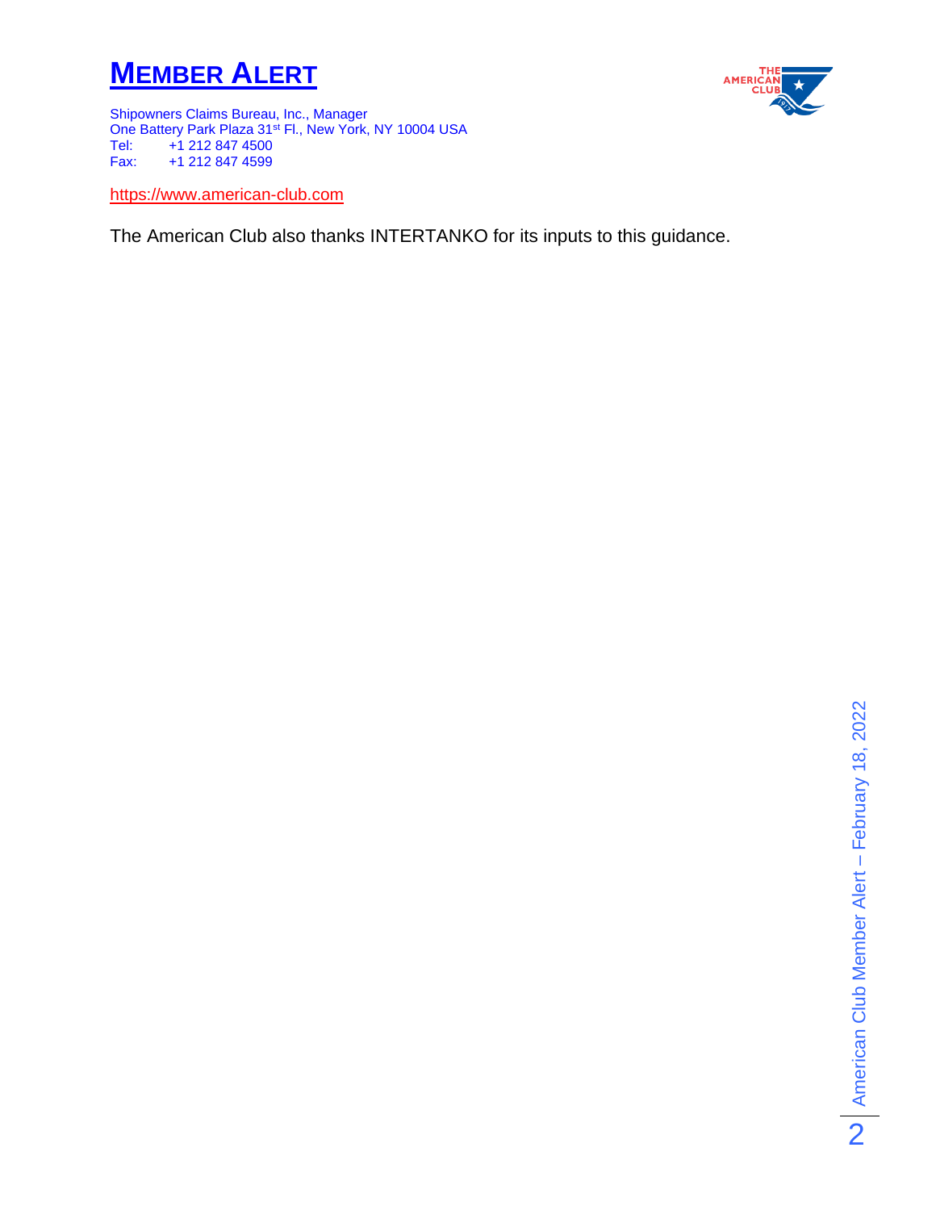# MEMBER ALERT

Shipowners Claims Bureau, Inc., Manager
One Battery Park Plaza 31st Fl., New York, NY 10004 USA
Tel: +1 212 847 4500
Fax: +1 212 847 4599

https://www.american-club.com

The American Club also thanks INTERTANKO for its inputs to this guidance.